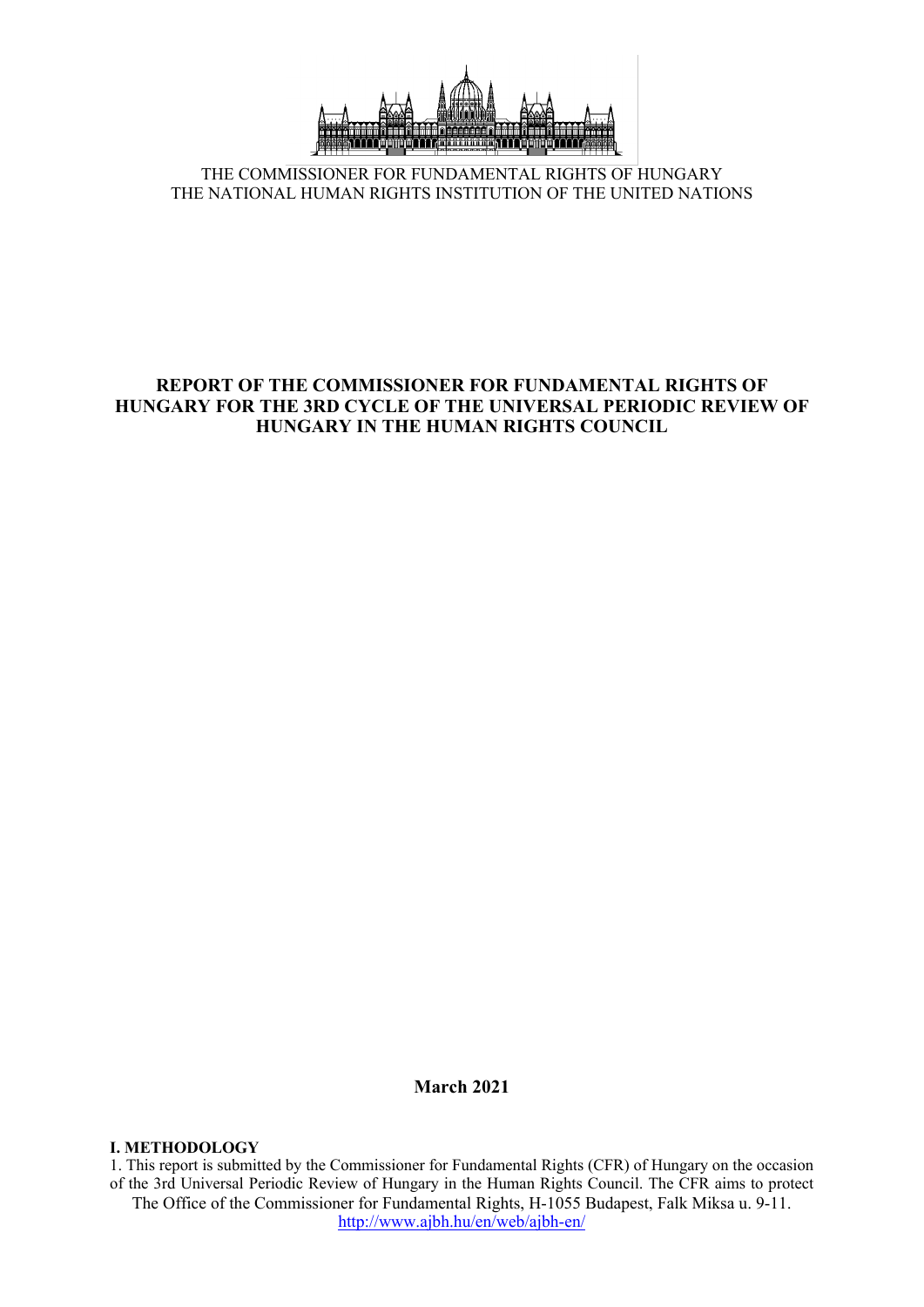THE COMMISSIONER FOR FUNDAMENTAL RIGHTS OF HUNGARY
THE NATIONAL HUMAN RIGHTS INSTITUTION OF THE UNITED NATIONS

# REPORT OF THE COMMISSIONER FOR FUNDAMENTAL RIGHTS OF HUNGARY FOR THE 3RD CYCLE OF THE UNIVERSAL PERIODIC REVIEW OF HUNGARY IN THE HUMAN RIGHTS COUNCIL

**March 2021**

## I. METHODOLOGY

1. This report is submitted by the Commissioner for Fundamental Rights (CFR) of Hungary on the occasion of the 3rd Universal Periodic Review of Hungary in the Human Rights Council. The CFR aims to protect

The Office of the Commissioner for Fundamental Rights, H-1055 Budapest, Falk Miksa u. 9-11.
http://www.ajbh.hu/en/web/ajbh-en/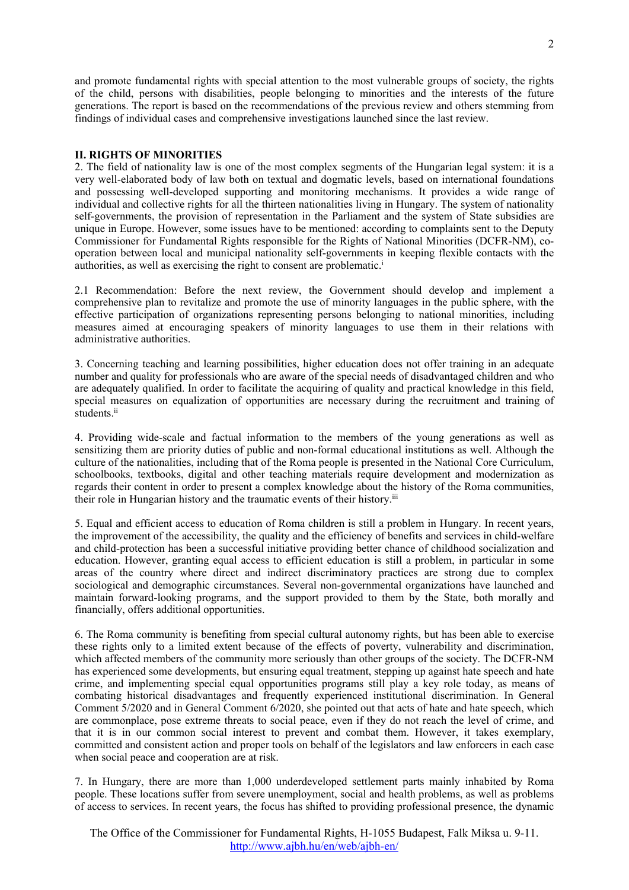and promote fundamental rights with special attention to the most vulnerable groups of society, the rights of the child, persons with disabilities, people belonging to minorities and the interests of the future generations. The report is based on the recommendations of the previous review and others stemming from findings of individual cases and comprehensive investigations launched since the last review.

## II. RIGHTS OF MINORITIES

2. The field of nationality law is one of the most complex segments of the Hungarian legal system: it is a very well-elaborated body of law both on textual and dogmatic levels, based on international foundations and possessing well-developed supporting and monitoring mechanisms. It provides a wide range of individual and collective rights for all the thirteen nationalities living in Hungary. The system of nationality self-governments, the provision of representation in the Parliament and the system of State subsidies are unique in Europe. However, some issues have to be mentioned: according to complaints sent to the Deputy Commissioner for Fundamental Rights responsible for the Rights of National Minorities (DCFR-NM), co-operation between local and municipal nationality self-governments in keeping flexible contacts with the authorities, as well as exercising the right to consent are problematic.[i]

2.1 Recommendation: Before the next review, the Government should develop and implement a comprehensive plan to revitalize and promote the use of minority languages in the public sphere, with the effective participation of organizations representing persons belonging to national minorities, including measures aimed at encouraging speakers of minority languages to use them in their relations with administrative authorities.

3. Concerning teaching and learning possibilities, higher education does not offer training in an adequate number and quality for professionals who are aware of the special needs of disadvantaged children and who are adequately qualified. In order to facilitate the acquiring of quality and practical knowledge in this field, special measures on equalization of opportunities are necessary during the recruitment and training of students.[ii]

4. Providing wide-scale and factual information to the members of the young generations as well as sensitizing them are priority duties of public and non-formal educational institutions as well. Although the culture of the nationalities, including that of the Roma people is presented in the National Core Curriculum, schoolbooks, textbooks, digital and other teaching materials require development and modernization as regards their content in order to present a complex knowledge about the history of the Roma communities, their role in Hungarian history and the traumatic events of their history.[iii]

5. Equal and efficient access to education of Roma children is still a problem in Hungary. In recent years, the improvement of the accessibility, the quality and the efficiency of benefits and services in child-welfare and child-protection has been a successful initiative providing better chance of childhood socialization and education. However, granting equal access to efficient education is still a problem, in particular in some areas of the country where direct and indirect discriminatory practices are strong due to complex sociological and demographic circumstances. Several non-governmental organizations have launched and maintain forward-looking programs, and the support provided to them by the State, both morally and financially, offers additional opportunities.

6. The Roma community is benefiting from special cultural autonomy rights, but has been able to exercise these rights only to a limited extent because of the effects of poverty, vulnerability and discrimination, which affected members of the community more seriously than other groups of the society. The DCFR-NM has experienced some developments, but ensuring equal treatment, stepping up against hate speech and hate crime, and implementing special equal opportunities programs still play a key role today, as means of combating historical disadvantages and frequently experienced institutional discrimination. In General Comment 5/2020 and in General Comment 6/2020, she pointed out that acts of hate and hate speech, which are commonplace, pose extreme threats to social peace, even if they do not reach the level of crime, and that it is in our common social interest to prevent and combat them. However, it takes exemplary, committed and consistent action and proper tools on behalf of the legislators and law enforcers in each case when social peace and cooperation are at risk.

7. In Hungary, there are more than 1,000 underdeveloped settlement parts mainly inhabited by Roma people. These locations suffer from severe unemployment, social and health problems, as well as problems of access to services. In recent years, the focus has shifted to providing professional presence, the dynamic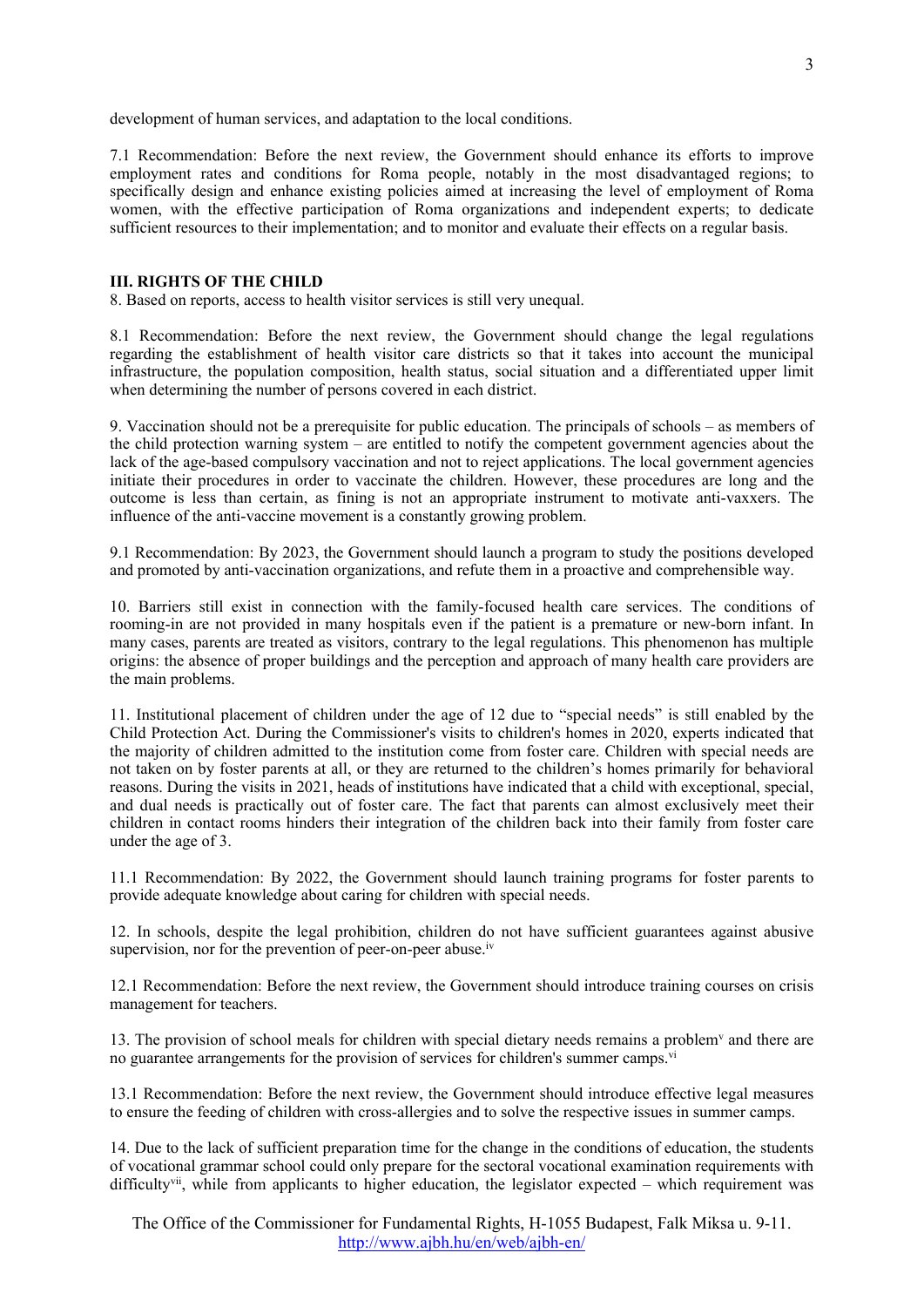development of human services, and adaptation to the local conditions.

7.1 Recommendation: Before the next review, the Government should enhance its efforts to improve employment rates and conditions for Roma people, notably in the most disadvantaged regions; to specifically design and enhance existing policies aimed at increasing the level of employment of Roma women, with the effective participation of Roma organizations and independent experts; to dedicate sufficient resources to their implementation; and to monitor and evaluate their effects on a regular basis.

### III. RIGHTS OF THE CHILD

8. Based on reports, access to health visitor services is still very unequal.

8.1 Recommendation: Before the next review, the Government should change the legal regulations regarding the establishment of health visitor care districts so that it takes into account the municipal infrastructure, the population composition, health status, social situation and a differentiated upper limit when determining the number of persons covered in each district.

9. Vaccination should not be a prerequisite for public education. The principals of schools – as members of the child protection warning system – are entitled to notify the competent government agencies about the lack of the age-based compulsory vaccination and not to reject applications. The local government agencies initiate their procedures in order to vaccinate the children. However, these procedures are long and the outcome is less than certain, as fining is not an appropriate instrument to motivate anti-vaxxers. The influence of the anti-vaccine movement is a constantly growing problem.

9.1 Recommendation: By 2023, the Government should launch a program to study the positions developed and promoted by anti-vaccination organizations, and refute them in a proactive and comprehensible way.

10. Barriers still exist in connection with the family-focused health care services. The conditions of rooming-in are not provided in many hospitals even if the patient is a premature or new-born infant. In many cases, parents are treated as visitors, contrary to the legal regulations. This phenomenon has multiple origins: the absence of proper buildings and the perception and approach of many health care providers are the main problems.

11. Institutional placement of children under the age of 12 due to "special needs" is still enabled by the Child Protection Act. During the Commissioner's visits to children's homes in 2020, experts indicated that the majority of children admitted to the institution come from foster care. Children with special needs are not taken on by foster parents at all, or they are returned to the children's homes primarily for behavioral reasons. During the visits in 2021, heads of institutions have indicated that a child with exceptional, special, and dual needs is practically out of foster care. The fact that parents can almost exclusively meet their children in contact rooms hinders their integration of the children back into their family from foster care under the age of 3.

11.1 Recommendation: By 2022, the Government should launch training programs for foster parents to provide adequate knowledge about caring for children with special needs.

12. In schools, despite the legal prohibition, children do not have sufficient guarantees against abusive supervision, nor for the prevention of peer-on-peer abuse.[iv]

12.1 Recommendation: Before the next review, the Government should introduce training courses on crisis management for teachers.

13. The provision of school meals for children with special dietary needs remains a problem[v] and there are no guarantee arrangements for the provision of services for children's summer camps.[vi]

13.1 Recommendation: Before the next review, the Government should introduce effective legal measures to ensure the feeding of children with cross-allergies and to solve the respective issues in summer camps.

14. Due to the lack of sufficient preparation time for the change in the conditions of education, the students of vocational grammar school could only prepare for the sectoral vocational examination requirements with difficulty[vii], while from applicants to higher education, the legislator expected – which requirement was

The Office of the Commissioner for Fundamental Rights, H-1055 Budapest, Falk Miksa u. 9-11.
http://www.ajbh.hu/en/web/ajbh-en/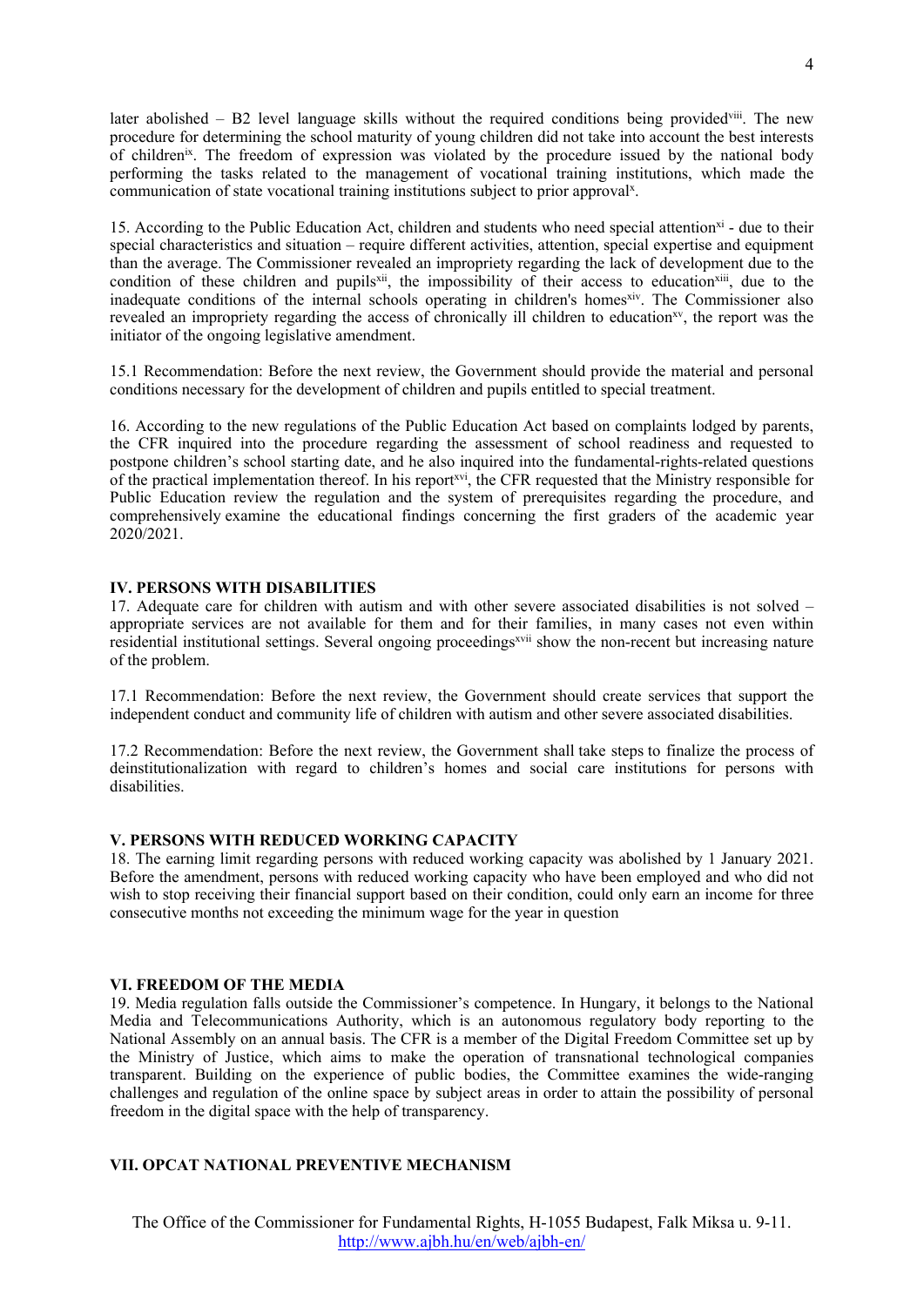later abolished – B2 level language skills without the required conditions being provided[viii]. The new procedure for determining the school maturity of young children did not take into account the best interests of children[ix]. The freedom of expression was violated by the procedure issued by the national body performing the tasks related to the management of vocational training institutions, which made the communication of state vocational training institutions subject to prior approval[x].

15. According to the Public Education Act, children and students who need special attention[xi] - due to their special characteristics and situation – require different activities, attention, special expertise and equipment than the average. The Commissioner revealed an impropriety regarding the lack of development due to the condition of these children and pupils[xii], the impossibility of their access to education[xiii], due to the inadequate conditions of the internal schools operating in children's homes[xiv]. The Commissioner also revealed an impropriety regarding the access of chronically ill children to education[xv], the report was the initiator of the ongoing legislative amendment.

15.1 Recommendation: Before the next review, the Government should provide the material and personal conditions necessary for the development of children and pupils entitled to special treatment.

16. According to the new regulations of the Public Education Act based on complaints lodged by parents, the CFR inquired into the procedure regarding the assessment of school readiness and requested to postpone children's school starting date, and he also inquired into the fundamental-rights-related questions of the practical implementation thereof. In his report[xvi], the CFR requested that the Ministry responsible for Public Education review the regulation and the system of prerequisites regarding the procedure, and comprehensively examine the educational findings concerning the first graders of the academic year 2020/2021.

## IV. PERSONS WITH DISABILITIES

17. Adequate care for children with autism and with other severe associated disabilities is not solved – appropriate services are not available for them and for their families, in many cases not even within residential institutional settings. Several ongoing proceedings[xvii] show the non-recent but increasing nature of the problem.

17.1 Recommendation: Before the next review, the Government should create services that support the independent conduct and community life of children with autism and other severe associated disabilities.

17.2 Recommendation: Before the next review, the Government shall take steps to finalize the process of deinstitutionalization with regard to children's homes and social care institutions for persons with disabilities.

## V. PERSONS WITH REDUCED WORKING CAPACITY

18. The earning limit regarding persons with reduced working capacity was abolished by 1 January 2021. Before the amendment, persons with reduced working capacity who have been employed and who did not wish to stop receiving their financial support based on their condition, could only earn an income for three consecutive months not exceeding the minimum wage for the year in question

## VI. FREEDOM OF THE MEDIA

19. Media regulation falls outside the Commissioner's competence. In Hungary, it belongs to the National Media and Telecommunications Authority, which is an autonomous regulatory body reporting to the National Assembly on an annual basis. The CFR is a member of the Digital Freedom Committee set up by the Ministry of Justice, which aims to make the operation of transnational technological companies transparent. Building on the experience of public bodies, the Committee examines the wide-ranging challenges and regulation of the online space by subject areas in order to attain the possibility of personal freedom in the digital space with the help of transparency.

## VII. OPCAT NATIONAL PREVENTIVE MECHANISM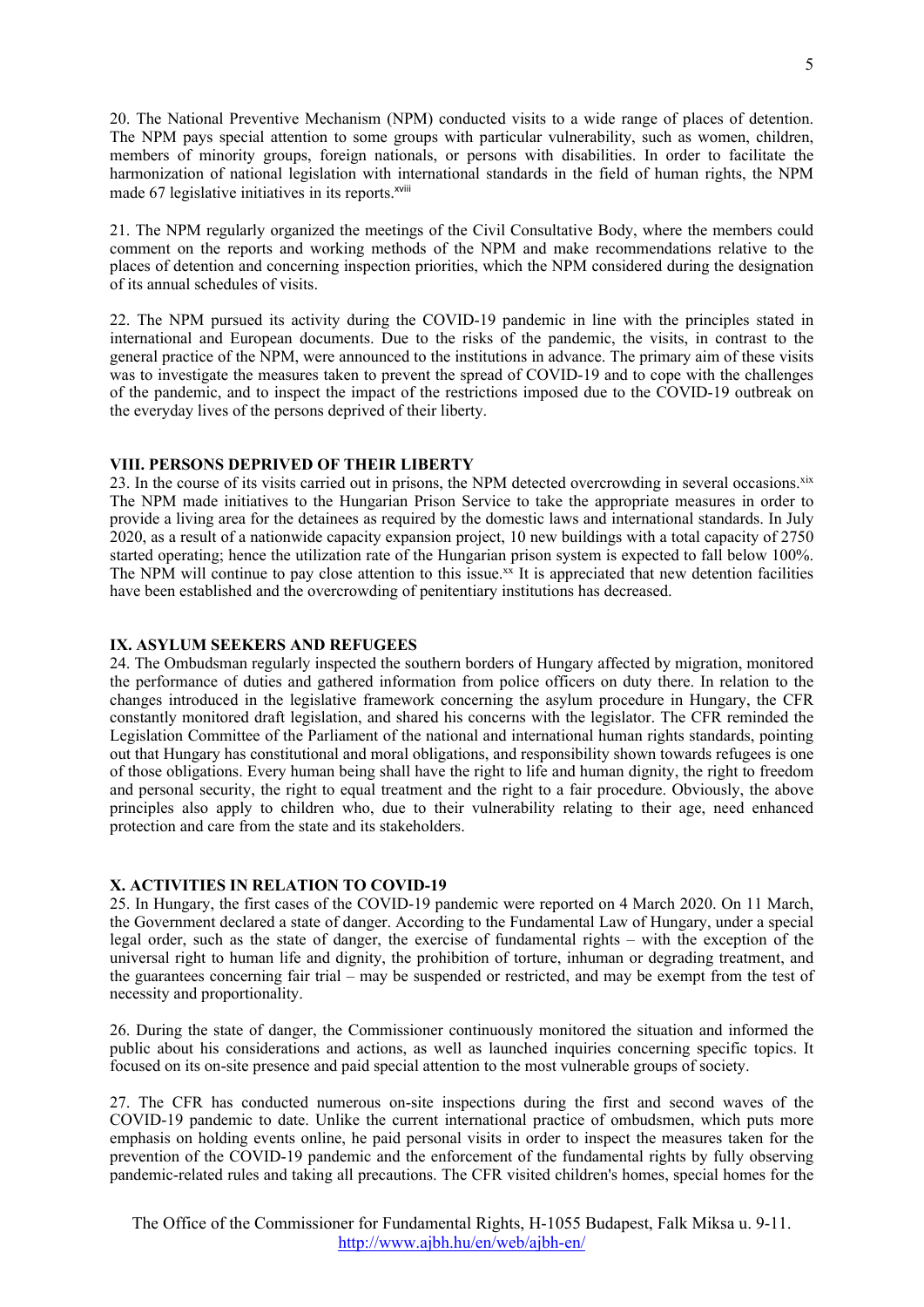20. The National Preventive Mechanism (NPM) conducted visits to a wide range of places of detention. The NPM pays special attention to some groups with particular vulnerability, such as women, children, members of minority groups, foreign nationals, or persons with disabilities. In order to facilitate the harmonization of national legislation with international standards in the field of human rights, the NPM made 67 legislative initiatives in its reports.[xviii]

21. The NPM regularly organized the meetings of the Civil Consultative Body, where the members could comment on the reports and working methods of the NPM and make recommendations relative to the places of detention and concerning inspection priorities, which the NPM considered during the designation of its annual schedules of visits.

22. The NPM pursued its activity during the COVID-19 pandemic in line with the principles stated in international and European documents. Due to the risks of the pandemic, the visits, in contrast to the general practice of the NPM, were announced to the institutions in advance. The primary aim of these visits was to investigate the measures taken to prevent the spread of COVID-19 and to cope with the challenges of the pandemic, and to inspect the impact of the restrictions imposed due to the COVID-19 outbreak on the everyday lives of the persons deprived of their liberty.

## VIII. PERSONS DEPRIVED OF THEIR LIBERTY

23. In the course of its visits carried out in prisons, the NPM detected overcrowding in several occasions.[xix] The NPM made initiatives to the Hungarian Prison Service to take the appropriate measures in order to provide a living area for the detainees as required by the domestic laws and international standards. In July 2020, as a result of a nationwide capacity expansion project, 10 new buildings with a total capacity of 2750 started operating; hence the utilization rate of the Hungarian prison system is expected to fall below 100%. The NPM will continue to pay close attention to this issue.[xx] It is appreciated that new detention facilities have been established and the overcrowding of penitentiary institutions has decreased.

## IX. ASYLUM SEEKERS AND REFUGEES

24. The Ombudsman regularly inspected the southern borders of Hungary affected by migration, monitored the performance of duties and gathered information from police officers on duty there. In relation to the changes introduced in the legislative framework concerning the asylum procedure in Hungary, the CFR constantly monitored draft legislation, and shared his concerns with the legislator. The CFR reminded the Legislation Committee of the Parliament of the national and international human rights standards, pointing out that Hungary has constitutional and moral obligations, and responsibility shown towards refugees is one of those obligations. Every human being shall have the right to life and human dignity, the right to freedom and personal security, the right to equal treatment and the right to a fair procedure. Obviously, the above principles also apply to children who, due to their vulnerability relating to their age, need enhanced protection and care from the state and its stakeholders.

## X. ACTIVITIES IN RELATION TO COVID-19

25. In Hungary, the first cases of the COVID-19 pandemic were reported on 4 March 2020. On 11 March, the Government declared a state of danger. According to the Fundamental Law of Hungary, under a special legal order, such as the state of danger, the exercise of fundamental rights – with the exception of the universal right to human life and dignity, the prohibition of torture, inhuman or degrading treatment, and the guarantees concerning fair trial – may be suspended or restricted, and may be exempt from the test of necessity and proportionality.

26. During the state of danger, the Commissioner continuously monitored the situation and informed the public about his considerations and actions, as well as launched inquiries concerning specific topics. It focused on its on-site presence and paid special attention to the most vulnerable groups of society.

27. The CFR has conducted numerous on-site inspections during the first and second waves of the COVID-19 pandemic to date. Unlike the current international practice of ombudsmen, which puts more emphasis on holding events online, he paid personal visits in order to inspect the measures taken for the prevention of the COVID-19 pandemic and the enforcement of the fundamental rights by fully observing pandemic-related rules and taking all precautions. The CFR visited children's homes, special homes for the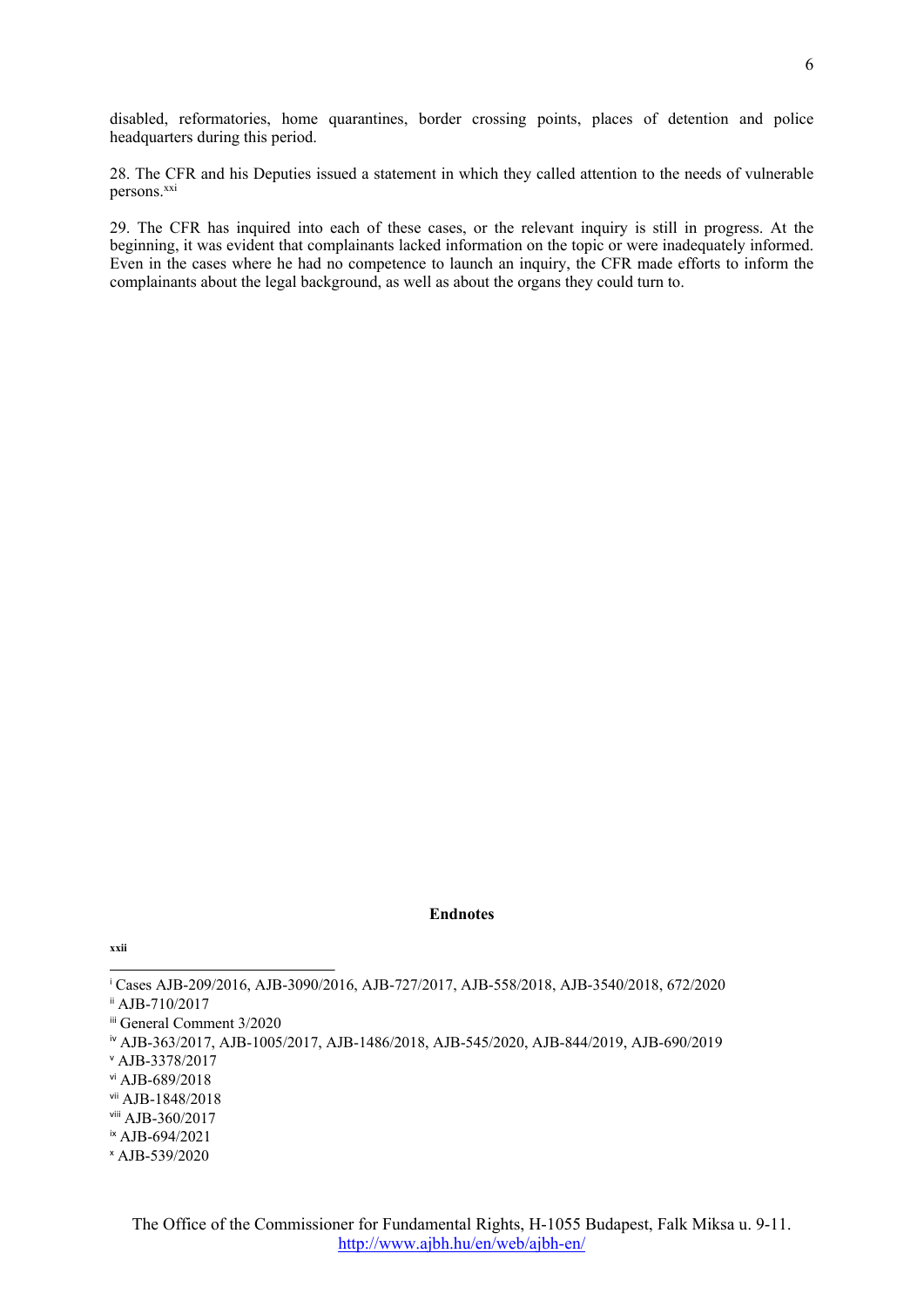disabled, reformatories, home quarantines, border crossing points, places of detention and police headquarters during this period.

28. The CFR and his Deputies issued a statement in which they called attention to the needs of vulnerable persons.[xxi]

29. The CFR has inquired into each of these cases, or the relevant inquiry is still in progress. At the beginning, it was evident that complainants lacked information on the topic or were inadequately informed. Even in the cases where he had no competence to launch an inquiry, the CFR made efforts to inform the complainants about the legal background, as well as about the organs they could turn to.

**Endnotes**

**xxii**

[i] Cases AJB-209/2016, AJB-3090/2016, AJB-727/2017, AJB-558/2018, AJB-3540/2018, 672/2020

[ii] AJB-710/2017

[iii] General Comment 3/2020

[iv] AJB-363/2017, AJB-1005/2017, AJB-1486/2018, AJB-545/2020, AJB-844/2019, AJB-690/2019

[v] AJB-3378/2017

[vi] AJB-689/2018

[vii] AJB-1848/2018

[viii] AJB-360/2017

[ix] AJB-694/2021

[x] AJB-539/2020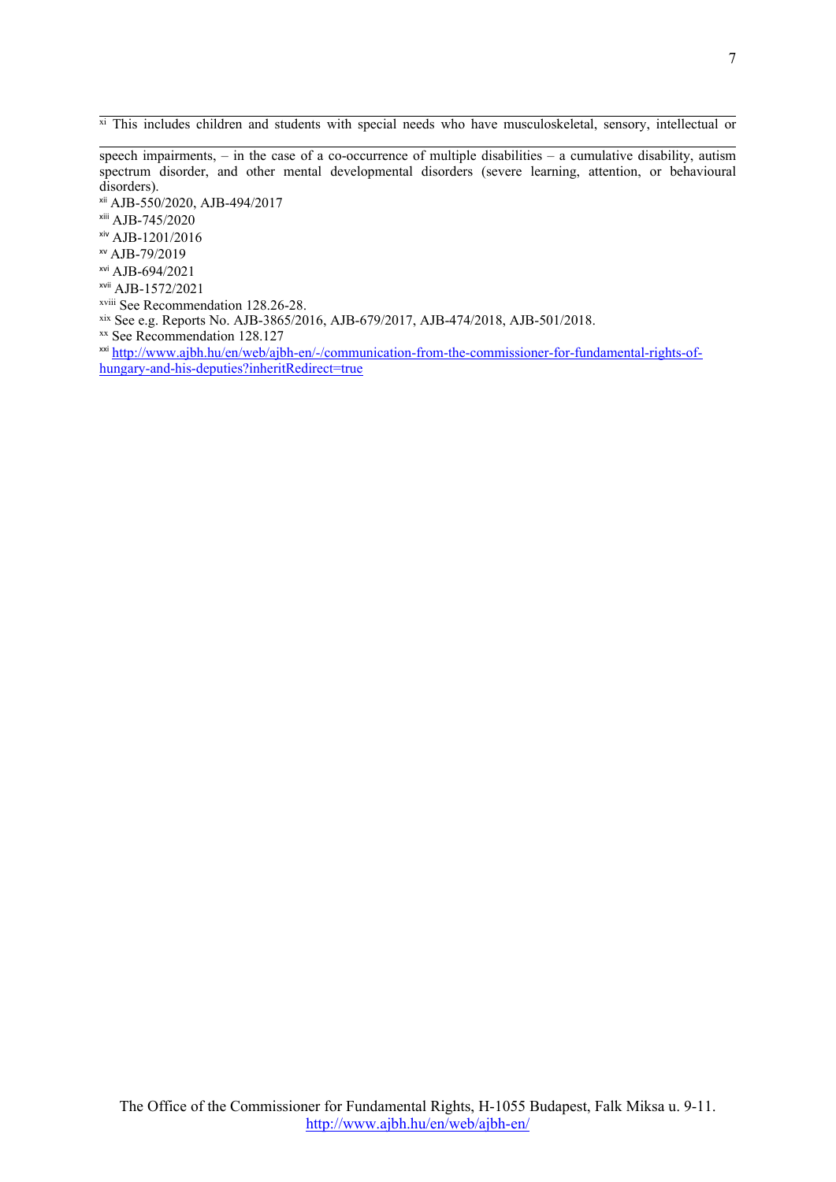[xi] This includes children and students with special needs who have musculoskeletal, sensory, intellectual or speech impairments, – in the case of a co-occurrence of multiple disabilities – a cumulative disability, autism spectrum disorder, and other mental developmental disorders (severe learning, attention, or behavioural disorders).

[xii] AJB-550/2020, AJB-494/2017

[xiii] AJB-745/2020

[xiv] AJB-1201/2016

[xv] AJB-79/2019

[xvi] AJB-694/2021

[xvii] AJB-1572/2021

[xviii] See Recommendation 128.26-28.

[xix] See e.g. Reports No. AJB-3865/2016, AJB-679/2017, AJB-474/2018, AJB-501/2018.

[xx] See Recommendation 128.127

[xxi] http://www.ajbh.hu/en/web/ajbh-en/-/communication-from-the-commissioner-for-fundamental-rights-of-hungary-and-his-deputies?inheritRedirect=true

The Office of the Commissioner for Fundamental Rights, H-1055 Budapest, Falk Miksa u. 9-11.
http://www.ajbh.hu/en/web/ajbh-en/